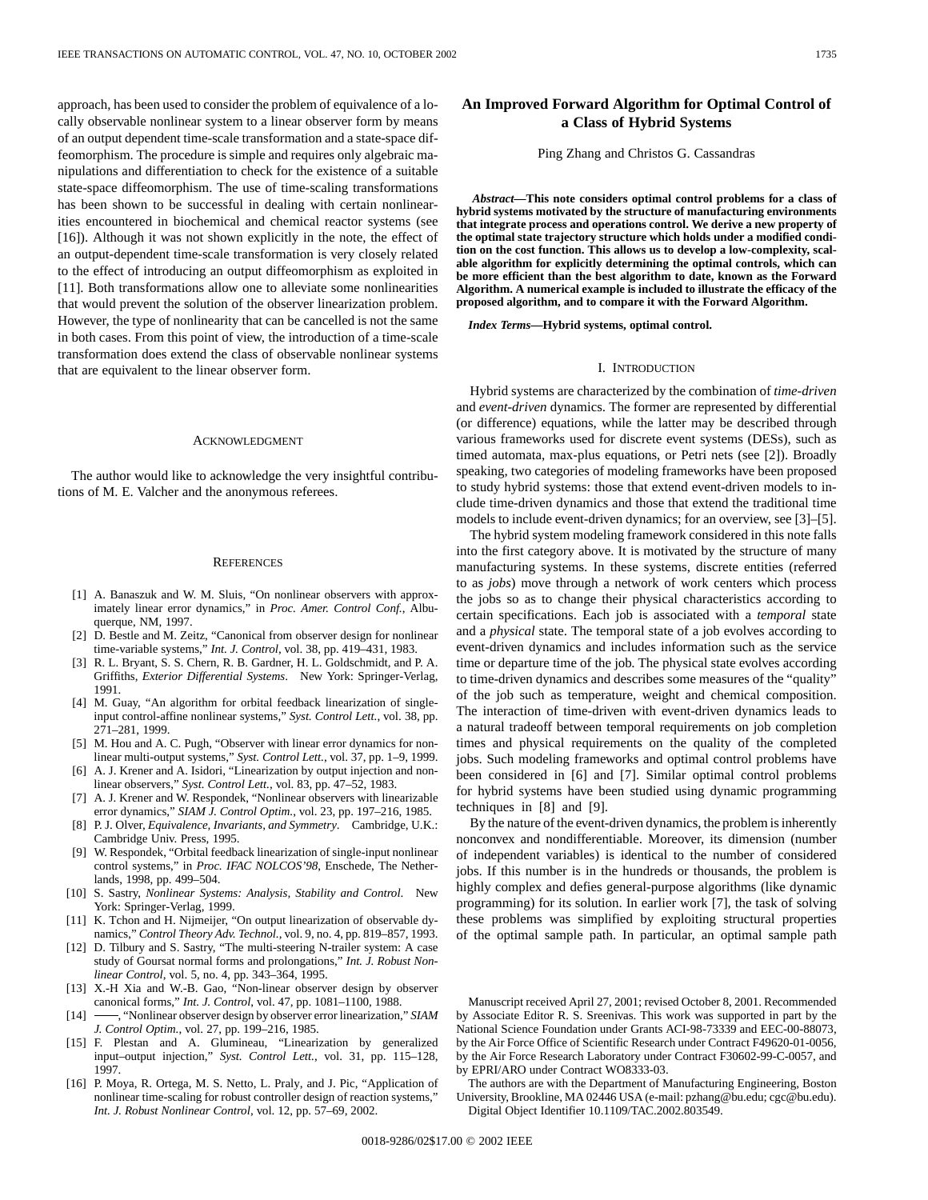approach, has been used to consider the problem of equivalence of a locally observable nonlinear system to a linear observer form by means of an output dependent time-scale transformation and a state-space diffeomorphism. The procedure is simple and requires only algebraic manipulations and differentiation to check for the existence of a suitable state-space diffeomorphism. The use of time-scaling transformations has been shown to be successful in dealing with certain nonlinearities encountered in biochemical and chemical reactor systems (see [16]). Although it was not shown explicitly in the note, the effect of an output-dependent time-scale transformation is very closely related to the effect of introducing an output diffeomorphism as exploited in [11]. Both transformations allow one to alleviate some nonlinearities that would prevent the solution of the observer linearization problem. However, the type of nonlinearity that can be cancelled is not the same in both cases. From this point of view, the introduction of a time-scale transformation does extend the class of observable nonlinear systems that are equivalent to the linear observer form.

## Acknowledgment

The author would like to acknowledge the very insightful contributions of M. E. Valcher and the anonymous referees.

## References

[1] A. Banaszuk and W. M. Sluis, "On nonlinear observers with approximately linear error dynamics," in *Proc. Amer. Control Conf.*, Albuquerque, NM, 1997.

[2] D. Bestle and M. Zeitz, "Canonical from observer design for nonlinear time-variable systems," *Int. J. Control*, vol. 38, pp. 419–431, 1983.

[3] R. L. Bryant, S. S. Chern, R. B. Gardner, H. L. Goldschmidt, and P. A. Griffiths, *Exterior Differential Systems*. New York: Springer-Verlag, 1991.

[4] M. Guay, "An algorithm for orbital feedback linearization of single-input control-affine nonlinear systems," *Syst. Control Lett.*, vol. 38, pp. 271–281, 1999.

[5] M. Hou and A. C. Pugh, "Observer with linear error dynamics for nonlinear multi-output systems," *Syst. Control Lett.*, vol. 37, pp. 1–9, 1999.

[6] A. J. Krener and A. Isidori, "Linearization by output injection and nonlinear observers," *Syst. Control Lett.*, vol. 83, pp. 47–52, 1983.

[7] A. J. Krener and W. Respondek, "Nonlinear observers with linearizable error dynamics," *SIAM J. Control Optim.*, vol. 23, pp. 197–216, 1985.

[8] P. J. Olver, *Equivalence, Invariants, and Symmetry*. Cambridge, U.K.: Cambridge Univ. Press, 1995.

[9] W. Respondek, "Orbital feedback linearization of single-input nonlinear control systems," in *Proc. IFAC NOLCOS'98*, Enschede, The Netherlands, 1998, pp. 499–504.

[10] S. Sastry, *Nonlinear Systems: Analysis, Stability and Control*. New York: Springer-Verlag, 1999.

[11] K. Tchon and H. Nijmeijer, "On output linearization of observable dynamics," *Control Theory Adv. Technol.*, vol. 9, no. 4, pp. 819–857, 1993.

[12] D. Tilbury and S. Sastry, "The multi-steering N-trailer system: A case study of Goursat normal forms and prolongations," *Int. J. Robust Nonlinear Control*, vol. 5, no. 4, pp. 343–364, 1995.

[13] X.-H Xia and W.-B. Gao, "Non-linear observer design by observer canonical forms," *Int. J. Control*, vol. 47, pp. 1081–1100, 1988.

[14] ——, "Nonlinear observer design by observer error linearization," *SIAM J. Control Optim.*, vol. 27, pp. 199–216, 1985.

[15] F. Plestan and A. Glumineau, "Linearization by generalized input–output injection," *Syst. Control Lett.*, vol. 31, pp. 115–128, 1997.

[16] P. Moya, R. Ortega, M. S. Netto, L. Praly, and J. Pic, "Application of nonlinear time-scaling for robust controller design of reaction systems," *Int. J. Robust Nonlinear Control*, vol. 12, pp. 57–69, 2002.

# An Improved Forward Algorithm for Optimal Control of a Class of Hybrid Systems

Ping Zhang and Christos G. Cassandras

***Abstract*—This note considers optimal control problems for a class of hybrid systems motivated by the structure of manufacturing environments that integrate process and operations control. We derive a new property of the optimal state trajectory structure which holds under a modified condition on the cost function. This allows us to develop a low-complexity, scalable algorithm for explicitly determining the optimal controls, which can be more efficient than the best algorithm to date, known as the Forward Algorithm. A numerical example is included to illustrate the efficacy of the proposed algorithm, and to compare it with the Forward Algorithm.**

***Index Terms*—Hybrid systems, optimal control.**

## I. Introduction

Hybrid systems are characterized by the combination of *time-driven* and *event-driven* dynamics. The former are represented by differential (or difference) equations, while the latter may be described through various frameworks used for discrete event systems (DESs), such as timed automata, max-plus equations, or Petri nets (see [2]). Broadly speaking, two categories of modeling frameworks have been proposed to study hybrid systems: those that extend event-driven models to include time-driven dynamics and those that extend the traditional time models to include event-driven dynamics; for an overview, see [3]–[5].

The hybrid system modeling framework considered in this note falls into the first category above. It is motivated by the structure of many manufacturing systems. In these systems, discrete entities (referred to as *jobs*) move through a network of work centers which process the jobs so as to change their physical characteristics according to certain specifications. Each job is associated with a *temporal* state and a *physical* state. The temporal state of a job evolves according to event-driven dynamics and includes information such as the service time or departure time of the job. The physical state evolves according to time-driven dynamics and describes some measures of the "quality" of the job such as temperature, weight and chemical composition. The interaction of time-driven with event-driven dynamics leads to a natural tradeoff between temporal requirements on job completion times and physical requirements on the quality of the completed jobs. Such modeling frameworks and optimal control problems have been considered in [6] and [7]. Similar optimal control problems for hybrid systems have been studied using dynamic programming techniques in [8] and [9].

By the nature of the event-driven dynamics, the problem is inherently nonconvex and nondifferentiable. Moreover, its dimension (number of independent variables) is identical to the number of considered jobs. If this number is in the hundreds or thousands, the problem is highly complex and defies general-purpose algorithms (like dynamic programming) for its solution. In earlier work [7], the task of solving these problems was simplified by exploiting structural properties of the optimal sample path. In particular, an optimal sample path

Manuscript received April 27, 2001; revised October 8, 2001. Recommended by Associate Editor R. S. Sreenivas. This work was supported in part by the National Science Foundation under Grants ACI-98-73339 and EEC-00-88073, by the Air Force Office of Scientific Research under Contract F49620-01-0056, by the Air Force Research Laboratory under Contract F30602-99-C-0057, and by EPRI/ARO under Contract WO8333-03.

The authors are with the Department of Manufacturing Engineering, Boston University, Brookline, MA 02446 USA (e-mail: pzhang@bu.edu; cgc@bu.edu).

Digital Object Identifier 10.1109/TAC.2002.803549.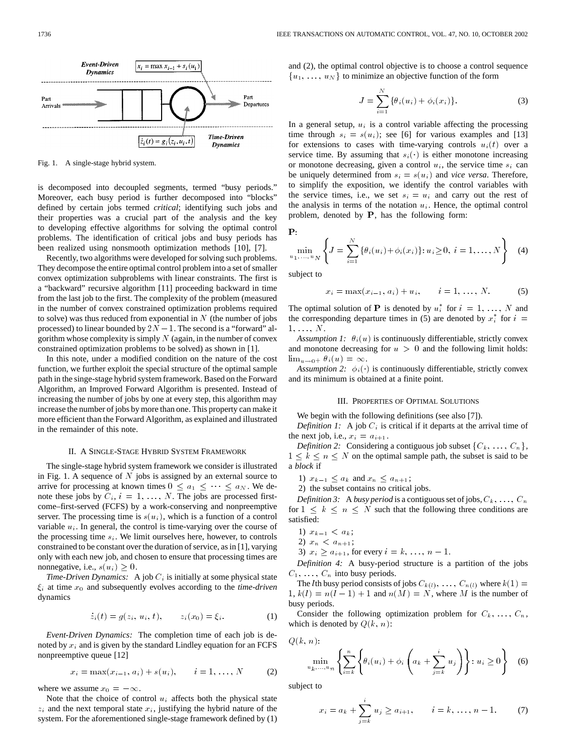Fig. 1. A single-stage hybrid system.

is decomposed into decoupled segments, termed "busy periods." Moreover, each busy period is further decomposed into "blocks" defined by certain jobs termed *critical*; identifying such jobs and their properties was a crucial part of the analysis and the key to developing effective algorithms for solving the optimal control problems. The identification of critical jobs and busy periods has been realized using nonsmooth optimization methods [10], [7].

Recently, two algorithms were developed for solving such problems. They decompose the entire optimal control problem into a set of smaller convex optimization subproblems with linear constraints. The first is a "backward" recursive algorithm [11] proceeding backward in time from the last job to the first. The complexity of the problem (measured in the number of convex constrained optimization problems required to solve) was thus reduced from exponential in $N$ (the number of jobs processed) to linear bounded by $2N-1$. The second is a "forward" algorithm whose complexity is simply $N$ (again, in the number of convex constrained optimization problems to be solved) as shown in [1].

In this note, under a modified condition on the nature of the cost function, we further exploit the special structure of the optimal sample path in the singe-stage hybrid system framework. Based on the Forward Algorithm, an Improved Forward Algorithm is presented. Instead of increasing the number of jobs by one at every step, this algorithm may increase the number of jobs by more than one. This property can make it more efficient than the Forward Algorithm, as explained and illustrated in the remainder of this note.

## II. A Single-Stage Hybrid System Framework

The single-stage hybrid system framework we consider is illustrated in Fig. 1. A sequence of $N$ jobs is assigned by an external source to arrive for processing at known times $0 \le a_1 \le \cdots \le a_N$. We denote these jobs by $C_i$, $i = 1, \ldots, N$. The jobs are processed first-come–first-served (FCFS) by a work-conserving and nonpreemptive server. The processing time is $s(u_i)$, which is a function of a control variable $u_i$. In general, the control is time-varying over the course of the processing time $s_i$. We limit ourselves here, however, to controls constrained to be constant over the duration of service, as in [1], varying only with each new job, and chosen to ensure that processing times are nonnegative, i.e., $s(u_i) \ge 0$.

*Time-Driven Dynamics:* A job $C_i$ is initially at some physical state $\xi_i$ at time $x_0$ and subsequently evolves according to the *time-driven* dynamics

$$\dot{z}_i(t) = g(z_i, u_i, t), \qquad z_i(x_0) = \xi_i. \tag{1}$$

*Event-Driven Dynamics:* The completion time of each job is denoted by $x_i$ and is given by the standard Lindley equation for an FCFS nonpreemptive queue [12]

$$x_i = \max(x_{i-1}, a_i) + s(u_i), \qquad i = 1, \ldots, N \tag{2}$$

where we assume $x_0 = -\infty$.

Note that the choice of control $u_i$ affects both the physical state $z_i$ and the next temporal state $x_i$, justifying the hybrid nature of the system. For the aforementioned single-stage framework defined by (1) and (2), the optimal control objective is to choose a control sequence $\{u_1, \ldots, u_N\}$ to minimize an objective function of the form

$$J = \sum_{i=1}^{N} \{\theta_i(u_i) + \phi_i(x_i)\}. \tag{3}$$

In a general setup, $u_i$ is a control variable affecting the processing time through $s_i = s(u_i)$; see [6] for various examples and [13] for extensions to cases with time-varying controls $u_i(t)$ over a service time. By assuming that $s_i(\cdot)$ is either monotone increasing or monotone decreasing, given a control $u_i$, the service time $s_i$ can be uniquely determined from $s_i = s(u_i)$ and *vice versa*. Therefore, to simplify the exposition, we identify the control variables with the service times, i.e., we set $s_i = u_i$ and carry out the rest of the analysis in terms of the notation $u_i$. Hence, the optimal control problem, denoted by $\mathbf{P}$, has the following form:

$\mathbf{P}$:

$$\min_{u_1, \ldots, u_N} \left\{ J = \sum_{i=1}^{N} \{\theta_i(u_i) + \phi_i(x_i)\} : u_i \ge 0,\ i = 1, \ldots, N \right\} \tag{4}$$

subject to

$$x_i = \max(x_{i-1}, a_i) + u_i, \qquad i = 1, \ldots, N. \tag{5}$$

The optimal solution of $\mathbf{P}$ is denoted by $u_i^*$ for $i = 1, \ldots, N$ and the corresponding departure times in (5) are denoted by $x_i^*$ for $i = 1, \ldots, N$.

*Assumption 1:* $\theta_i(u)$ is continuously differentiable, strictly convex and monotone decreasing for $u > 0$ and the following limit holds: $\lim_{u \to 0^+} \theta_i(u) = \infty$.

*Assumption 2:* $\phi_i(\cdot)$ is continuously differentiable, strictly convex and its minimum is obtained at a finite point.

## III. Properties of Optimal Solutions

We begin with the following definitions (see also [7]).

*Definition 1:* A job $C_i$ is critical if it departs at the arrival time of the next job, i.e., $x_i = a_{i+1}$.

*Definition 2:* Considering a contiguous job subset $\{C_k, \ldots, C_n\}$, $1 \le k \le n \le N$ on the optimal sample path, the subset is said to be a *block* if

1) $x_{k-1} \le a_k$ and $x_n \le a_{n+1}$;
2) the subset contains no critical jobs.

*Definition 3:* A *busy period* is a contiguous set of jobs, $C_k, \ldots, C_n$ for $1 \le k \le n \le N$ such that the following three conditions are satisfied:

1) $x_{k-1} < a_k$;
2) $x_n < a_{n+1}$;
3) $x_i \ge a_{i+1}$, for every $i = k, \ldots, n-1$.

*Definition 4:* A busy-period structure is a partition of the jobs $C_1, \ldots, C_n$ into busy periods.

The $l$th busy period consists of jobs $C_{k(l)}, \ldots, C_{n(l)}$ where $k(1) = 1$, $k(l) = n(l-1) + 1$ and $n(M) = N$, where $M$ is the number of busy periods.

Consider the following optimization problem for $C_k, \ldots, C_n$, which is denoted by $Q(k, n)$:

$Q(k, n)$:

$$\min_{u_k, \ldots, u_n} \left\{ \sum_{i=k}^{n} \left\{ \theta_i(u_i) + \phi_i\left(a_k + \sum_{j=k}^{i} u_j\right) \right\} : u_i \ge 0 \right\} \tag{6}$$

subject to

$$x_i = a_k + \sum_{j=k}^{i} u_j \ge a_{i+1}, \qquad i = k, \ldots, n-1. \tag{7}$$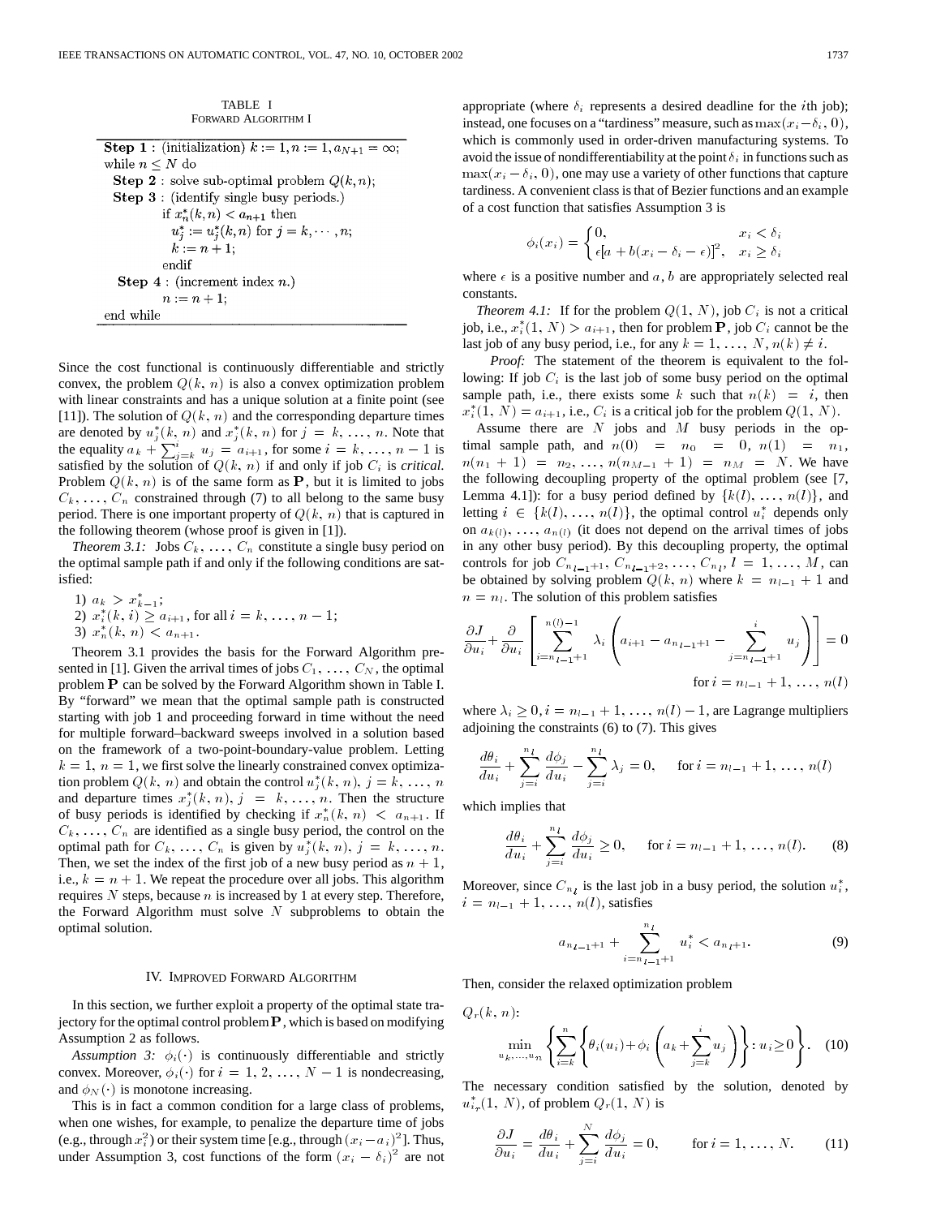TABLE I
FORWARD ALGORITHM I

```
Step 1 : (initialization) k := 1, n := 1, a_{N+1} = ∞;
while n ≤ N do
  Step 2 : solve sub-optimal problem Q(k, n);
  Step 3 : (identify single busy periods.)
        if x*_n(k, n) < a_{n+1} then
          u*_j := u*_j(k, n) for j = k, ..., n;
          k := n + 1;
        endif
  Step 4 : (increment index n.)
        n := n + 1;
end while
```

Since the cost functional is continuously differentiable and strictly convex, the problem $Q(k, n)$ is also a convex optimization problem with linear constraints and has a unique solution at a finite point (see [11]). The solution of $Q(k, n)$ and the corresponding departure times are denoted by $u_j^*(k, n)$ and $x_j^*(k, n)$ for $j = k, \ldots, n$. Note that the equality $a_k + \sum_{j=k}^{i} u_j = a_{i+1}$, for some $i = k, \ldots, n-1$ is satisfied by the solution of $Q(k, n)$ if and only if job $C_i$ is *critical*. Problem $Q(k, n)$ is of the same form as $\mathbf{P}$, but it is limited to jobs $C_k, \ldots, C_n$ constrained through (7) to all belong to the same busy period. There is one important property of $Q(k, n)$ that is captured in the following theorem (whose proof is given in [1]).

*Theorem 3.1:* Jobs $C_k, \ldots, C_n$ constitute a single busy period on the optimal sample path if and only if the following conditions are satisfied:

1) $a_k > x_{k-1}^*$;
2) $x_i^*(k, i) \geq a_{i+1}$, for all $i = k, \ldots, n-1$;
3) $x_n^*(k, n) < a_{n+1}$.

Theorem 3.1 provides the basis for the Forward Algorithm presented in [1]. Given the arrival times of jobs $C_1, \ldots, C_N$, the optimal problem $\mathbf{P}$ can be solved by the Forward Algorithm shown in Table I. By "forward" we mean that the optimal sample path is constructed starting with job 1 and proceeding forward in time without the need for multiple forward–backward sweeps involved in a solution based on the framework of a two-point-boundary-value problem. Letting $k = 1$, $n = 1$, we first solve the linearly constrained convex optimization problem $Q(k, n)$ and obtain the control $u_j^*(k, n)$, $j = k, \ldots, n$ and departure times $x_j^*(k, n)$, $j = k, \ldots, n$. Then the structure of busy periods is identified by checking if $x_n^*(k, n) < a_{n+1}$. If $C_k, \ldots, C_n$ are identified as a single busy period, the control on the optimal path for $C_k, \ldots, C_n$ is given by $u_j^*(k, n)$, $j = k, \ldots, n$. Then, we set the index of the first job of a new busy period as $n+1$, i.e., $k = n+1$. We repeat the procedure over all jobs. This algorithm requires $N$ steps, because $n$ is increased by 1 at every step. Therefore, the Forward Algorithm must solve $N$ subproblems to obtain the optimal solution.

## IV. Improved Forward Algorithm

In this section, we further exploit a property of the optimal state trajectory for the optimal control problem $\mathbf{P}$, which is based on modifying Assumption 2 as follows.

*Assumption 3:* $\phi_i(\cdot)$ is continuously differentiable and strictly convex. Moreover, $\phi_i(\cdot)$ for $i = 1, 2, \ldots, N-1$ is nondecreasing, and $\phi_N(\cdot)$ is monotone increasing.

This is in fact a common condition for a large class of problems, when one wishes, for example, to penalize the departure time of jobs (e.g., through $x_i^2$) or their system time [e.g., through $(x_i - a_i)^2$]. Thus, under Assumption 3, cost functions of the form $(x_i - \delta_i)^2$ are not appropriate (where $\delta_i$ represents a desired deadline for the $i$th job); instead, one focuses on a "tardiness" measure, such as $\max(x_i - \delta_i, 0)$, which is commonly used in order-driven manufacturing systems. To avoid the issue of nondifferentiability at the point $\delta_i$ in functions such as $\max(x_i - \delta_i, 0)$, one may use a variety of other functions that capture tardiness. A convenient class is that of Bezier functions and an example of a cost function that satisfies Assumption 3 is

$$\phi_i(x_i) = \begin{cases} 0, & x_i < \delta_i \\ \epsilon[a + b(x_i - \delta_i - \epsilon)]^2, & x_i \geq \delta_i \end{cases}$$

where $\epsilon$ is a positive number and $a$, $b$ are appropriately selected real constants.

*Theorem 4.1:* If for the problem $Q(1, N)$, job $C_i$ is not a critical job, i.e., $x_i^*(1, N) > a_{i+1}$, then for problem $\mathbf{P}$, job $C_i$ cannot be the last job of any busy period, i.e., for any $k = 1, \ldots, N$, $n(k) \neq i$.

*Proof:* The statement of the theorem is equivalent to the following: If job $C_i$ is the last job of some busy period on the optimal sample path, i.e., there exists some $k$ such that $n(k) = i$, then $x_i^*(1, N) = a_{i+1}$, i.e., $C_i$ is a critical job for the problem $Q(1, N)$.

Assume there are $N$ jobs and $M$ busy periods in the optimal sample path, and $n(0) = n_0 = 0$, $n(1) = n_1$, $n(n_1 + 1) = n_2, \ldots, n(n_{M-1} + 1) = n_M = N$. We have the following decoupling property of the optimal problem (see [7, Lemma 4.1]): for a busy period defined by $\{k(l), \ldots, n(l)\}$, and letting $i \in \{k(l), \ldots, n(l)\}$, the optimal control $u_i^*$ depends only on $a_{k(l)}, \ldots, a_{n(l)}$ (it does not depend on the arrival times of jobs in any other busy period). By this decoupling property, the optimal controls for job $C_{n_{l-1}+1}, C_{n_{l-1}+2}, \ldots, C_{n_l}$, $l = 1, \ldots, M$, can be obtained by solving problem $Q(k, n)$ where $k = n_{l-1} + 1$ and $n = n_l$. The solution of this problem satisfies

$$\frac{\partial J}{\partial u_i} + \frac{\partial}{\partial u_i}\left[\sum_{i=n_{l-1}+1}^{n(l)-1} \lambda_i \left(a_{i+1} - a_{n_{l-1}+1} - \sum_{j=n_{l-1}+1}^{i} u_j\right)\right] = 0$$
$$\text{for } i = n_{l-1} + 1, \ldots, n(l)$$

where $\lambda_i \geq 0, i = n_{l-1} + 1, \ldots, n(l) - 1$, are Lagrange multipliers adjoining the constraints (6) to (7). This gives

$$\frac{d\theta_i}{du_i} + \sum_{j=i}^{n_l} \frac{d\phi_j}{du_i} - \sum_{j=i}^{n_l} \lambda_j = 0, \qquad \text{for } i = n_{l-1} + 1, \ldots, n(l)$$

which implies that

$$\frac{d\theta_i}{du_i} + \sum_{j=i}^{n_l} \frac{d\phi_j}{du_i} \geq 0, \qquad \text{for } i = n_{l-1} + 1, \ldots, n(l). \tag{8}$$

Moreover, since $C_{n_l}$ is the last job in a busy period, the solution $u_i^*$, $i = n_{l-1} + 1, \ldots, n(l)$, satisfies

$$a_{n_{l-1}+1} + \sum_{i=n_{l-1}+1}^{n_l} u_i^* < a_{n_l+1}. \tag{9}$$

Then, consider the relaxed optimization problem

$Q_r(k, n)$:

$$\min_{u_k, \ldots, u_n} \left\{\sum_{i=k}^{n} \left\{\theta_i(u_i) + \phi_i\left(a_k + \sum_{j=k}^{i} u_j\right)\right\} : u_i \geq 0\right\}. \tag{10}$$

The necessary condition satisfied by the solution, denoted by $u_{i_r}^*(1, N)$, of problem $Q_r(1, N)$ is

$$\frac{\partial J}{\partial u_i} = \frac{d\theta_i}{du_i} + \sum_{j=i}^{N} \frac{d\phi_j}{du_i} = 0, \qquad \text{for } i = 1, \ldots, N. \tag{11}$$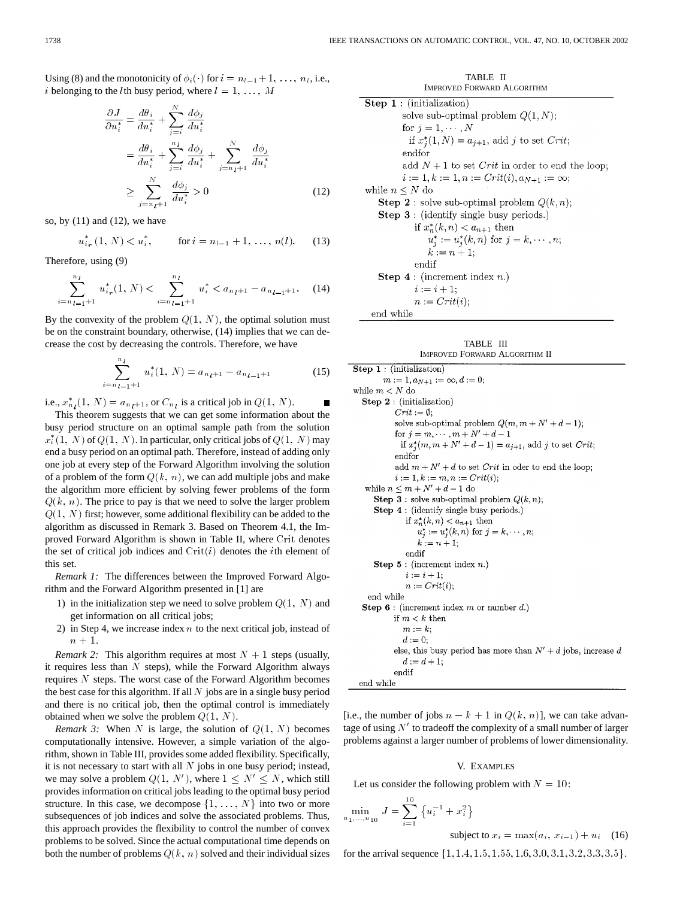Using (8) and the monotonicity of $\phi_i(\cdot)$ for $i = n_{l-1}+1, \ldots, n_l$, i.e., $i$ belonging to the $l$th busy period, where $l = 1, \ldots, M$

$$
\begin{aligned}
\frac{\partial J}{\partial u_i^*} &= \frac{d\theta_i}{du_i^*} + \sum_{j=i}^{N} \frac{d\phi_j}{du_i^*} \\
&= \frac{d\theta_i}{du_i^*} + \sum_{j=i}^{n_l} \frac{d\phi_j}{du_i^*} + \sum_{j=n_l+1}^{N} \frac{d\phi_j}{du_i^*} \\
&\geq \sum_{j=n_l+1}^{N} \frac{d\phi_j}{du_i^*} > 0
\end{aligned} \tag{12}
$$

so, by (11) and (12), we have

$$
u_{i_r}^*(1, N) < u_i^*, \qquad \text{for } i = n_{l-1}+1, \ldots, n(l). \tag{13}
$$

Therefore, using (9)

$$
\sum_{i=n_{l-1}+1}^{n_l} u_{i_r}^*(1, N) < \sum_{i=n_{l-1}+1}^{n_l} u_i^* < a_{n_l+1} - a_{n_{l-1}+1}. \tag{14}
$$

By the convexity of the problem $Q(1, N)$, the optimal solution must be on the constraint boundary, otherwise, (14) implies that we can decrease the cost by decreasing the controls. Therefore, we have

$$
\sum_{i=n_{l-1}+1}^{n_l} u_i^*(1, N) = a_{n_l+1} - a_{n_{l-1}+1} \tag{15}
$$

i.e., $x_{n_l}^*(1, N) = a_{n_l+1}$, or $C_{n_l}$ is a critical job in $Q(1, N)$. ∎

This theorem suggests that we can get some information about the busy period structure on an optimal sample path from the solution $x_i^*(1, N)$ of $Q(1, N)$. In particular, only critical jobs of $Q(1, N)$ may end a busy period on an optimal path. Therefore, instead of adding only one job at every step of the Forward Algorithm involving the solution of a problem of the form $Q(k, n)$, we can add multiple jobs and make the algorithm more efficient by solving fewer problems of the form $Q(k, n)$. The price to pay is that we need to solve the larger problem $Q(1, N)$ first; however, some additional flexibility can be added to the algorithm as discussed in Remark 3. Based on Theorem 4.1, the Improved Forward Algorithm is shown in Table II, where Crit denotes the set of critical job indices and $\text{Crit}(i)$ denotes the $i$th element of this set.

*Remark 1:* The differences between the Improved Forward Algorithm and the Forward Algorithm presented in [1] are

1) in the initialization step we need to solve problem $Q(1, N)$ and get information on all critical jobs;
2) in Step 4, we increase index $n$ to the next critical job, instead of $n+1$.

*Remark 2:* This algorithm requires at most $N+1$ steps (usually, it requires less than $N$ steps), while the Forward Algorithm always requires $N$ steps. The worst case of the Forward Algorithm becomes the best case for this algorithm. If all $N$ jobs are in a single busy period and there is no critical job, then the optimal control is immediately obtained when we solve the problem $Q(1, N)$.

*Remark 3:* When $N$ is large, the solution of $Q(1, N)$ becomes computationally intensive. However, a simple variation of the algorithm, shown in Table III, provides some added flexibility. Specifically, it is not necessary to start with all $N$ jobs in one busy period; instead, we may solve a problem $Q(1, N')$, where $1 \leq N' \leq N$, which still provides information on critical jobs leading to the optimal busy period structure. In this case, we decompose $\{1, \ldots, N\}$ into two or more subsequences of job indices and solve the associated problems. Thus, this approach provides the flexibility to control the number of convex problems to be solved. Since the actual computational time depends on both the number of problems $Q(k, n)$ solved and their individual sizes [i.e., the number of jobs $n-k+1$ in $Q(k, n)$], we can take advantage of using $N'$ to tradeoff the complexity of a small number of larger problems against a larger number of problems of lower dimensionality.

TABLE II
IMPROVED FORWARD ALGORITHM

```
Step 1 : (initialization)
         solve sub-optimal problem Q(1, N);
         for j = 1, ..., N
           if x*_j(1, N) = a_{j+1}, add j to set Crit;
         endfor
         add N + 1 to set Crit in order to end the loop;
         i := 1, k := 1, n := Crit(i), a_{N+1} := ∞;
while n ≤ N do
   Step 2 : solve sub-optimal problem Q(k, n);
   Step 3 : (identify single busy periods.)
            if x*_n(k, n) < a_{n+1} then
               u*_j := u*_j(k, n) for j = k, ..., n;
               k := n + 1;
            endif
   Step 4 : (increment index n.)
            i := i + 1;
            n := Crit(i);
end while
```

TABLE III
IMPROVED FORWARD ALGORITHM II

```
Step 1 : (initialization)
       m := 1, a_{N+1} := ∞, d := 0;
while m < N do
  Step 2 : (initialization)
         Crit := ∅;
         solve sub-optimal problem Q(m, m + N' + d − 1);
         for j = m, ..., m + N' + d − 1
           if x*_j(m, m + N' + d − 1) = a_{j+1}, add j to set Crit;
         endfor
         add m + N' + d to set Crit in oder to end the loop;
         i := 1, k := m, n := Crit(i);
  while n ≤ m + N' + d − 1 do
    Step 3 : solve sub-optimal problem Q(k, n);
    Step 4 : (identify single busy periods.)
           if x*_n(k, n) < a_{n+1} then
             u*_j := u*_j(k, n) for j = k, ..., n;
             k := n + 1;
           endif
    Step 5 : (increment index n.)
           i := i + 1;
           n := Crit(i);
  end while
  Step 6 : (increment index m or number d.)
         if m < k then
           m := k;
           d := 0;
         else, this busy period has more than N' + d jobs, increase d
           d := d + 1;
         endif
end while
```

## V. EXAMPLES

Let us consider the following problem with $N = 10$:

$$
\min_{u_1, \ldots, u_{10}} J = \sum_{i=1}^{10} \left\{ u_i^{-1} + x_i^2 \right\}
$$

$$
\text{subject to } x_i = \max(a_i, x_{i-1}) + u_i \tag{16}
$$

for the arrival sequence $\{1, 1.4, 1.5, 1.55, 1.6, 3.0, 3.1, 3.2, 3.3, 3.5\}$.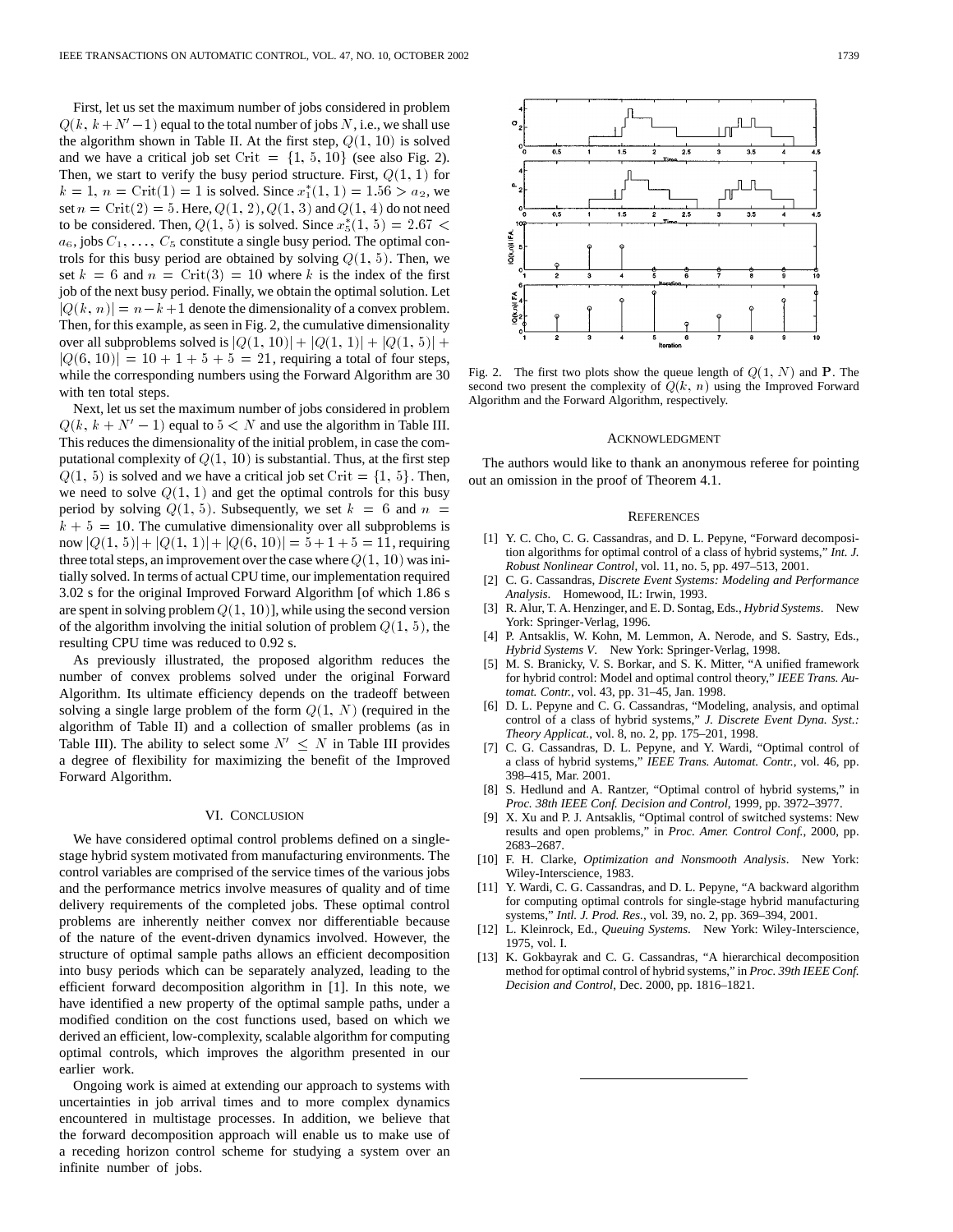First, let us set the maximum number of jobs considered in problem $Q(k, k+N'-1)$ equal to the total number of jobs $N$, i.e., we shall use the algorithm shown in Table II. At the first step, $Q(1, 10)$ is solved and we have a critical job set $\text{Crit} = \{1, 5, 10\}$ (see also Fig. 2). Then, we start to verify the busy period structure. First, $Q(1, 1)$ for $k = 1$, $n = \text{Crit}(1) = 1$ is solved. Since $x_1^*(1, 1) = 1.56 > a_2$, we set $n = \text{Crit}(2) = 5$. Here, $Q(1, 2), Q(1, 3)$ and $Q(1, 4)$ do not need to be considered. Then, $Q(1, 5)$ is solved. Since $x_5^*(1, 5) = 2.67 < a_6$, jobs $C_1, \ldots, C_5$ constitute a single busy period. The optimal controls for this busy period are obtained by solving $Q(1, 5)$. Then, we set $k = 6$ and $n = \text{Crit}(3) = 10$ where $k$ is the index of the first job of the next busy period. Finally, we obtain the optimal solution. Let $|Q(k, n)| = n-k+1$ denote the dimensionality of a convex problem. Then, for this example, as seen in Fig. 2, the cumulative dimensionality over all subproblems solved is $|Q(1, 10)| + |Q(1, 1)| + |Q(1, 5)| + |Q(6, 10)| = 10+1+5+5 = 21$, requiring a total of four steps, while the corresponding numbers using the Forward Algorithm are 30 with ten total steps.

Next, let us set the maximum number of jobs considered in problem $Q(k, k+N'-1)$ equal to $5 < N$ and use the algorithm in Table III. This reduces the dimensionality of the initial problem, in case the computational complexity of $Q(1, 10)$ is substantial. Thus, at the first step $Q(1, 5)$ is solved and we have a critical job set $\text{Crit} = \{1, 5\}$. Then, we need to solve $Q(1, 1)$ and get the optimal controls for this busy period by solving $Q(1, 5)$. Subsequently, we set $k = 6$ and $n = k+5 = 10$. The cumulative dimensionality over all subproblems is now $|Q(1, 5)| + |Q(1, 1)| + |Q(6, 10)| = 5+1+5 = 11$, requiring three total steps, an improvement over the case where $Q(1, 10)$ was initially solved. In terms of actual CPU time, our implementation required 3.02 s for the original Improved Forward Algorithm [of which 1.86 s are spent in solving problem $Q(1, 10)$], while using the second version of the algorithm involving the initial solution of problem $Q(1, 5)$, the resulting CPU time was reduced to 0.92 s.

As previously illustrated, the proposed algorithm reduces the number of convex problems solved under the original Forward Algorithm. Its ultimate efficiency depends on the tradeoff between solving a single large problem of the form $Q(1, N)$ (required in the algorithm of Table II) and a collection of smaller problems (as in Table III). The ability to select some $N' \leq N$ in Table III provides a degree of flexibility for maximizing the benefit of the Improved Forward Algorithm.

## VI. Conclusion

We have considered optimal control problems defined on a single-stage hybrid system motivated from manufacturing environments. The control variables are comprised of the service times of the various jobs and the performance metrics involve measures of quality and of time delivery requirements of the completed jobs. These optimal control problems are inherently neither convex nor differentiable because of the nature of the event-driven dynamics involved. However, the structure of optimal sample paths allows an efficient decomposition into busy periods which can be separately analyzed, leading to the efficient forward decomposition algorithm in [1]. In this note, we have identified a new property of the optimal sample paths, under a modified condition on the cost functions used, based on which we derived an efficient, low-complexity, scalable algorithm for computing optimal controls, which improves the algorithm presented in our earlier work.

Ongoing work is aimed at extending our approach to systems with uncertainties in job arrival times and to more complex dynamics encountered in multistage processes. In addition, we believe that the forward decomposition approach will enable us to make use of a receding horizon control scheme for studying a system over an infinite number of jobs.

Q
Time
P
Time
|Q(k,n)| IFA
Iteration
|Q(k,n)| FA
Iteration

Fig. 2. The first two plots show the queue length of $Q(1, N)$ and $\mathbf{P}$. The second two present the complexity of $Q(k, n)$ using the Improved Forward Algorithm and the Forward Algorithm, respectively.

## Acknowledgment

The authors would like to thank an anonymous referee for pointing out an omission in the proof of Theorem 4.1.

## References

[1] Y. C. Cho, C. G. Cassandras, and D. L. Pepyne, "Forward decomposition algorithms for optimal control of a class of hybrid systems," *Int. J. Robust Nonlinear Control*, vol. 11, no. 5, pp. 497–513, 2001.

[2] C. G. Cassandras, *Discrete Event Systems: Modeling and Performance Analysis*. Homewood, IL: Irwin, 1993.

[3] R. Alur, T. A. Henzinger, and E. D. Sontag, Eds., *Hybrid Systems*. New York: Springer-Verlag, 1996.

[4] P. Antsaklis, W. Kohn, M. Lemmon, A. Nerode, and S. Sastry, Eds., *Hybrid Systems V*. New York: Springer-Verlag, 1998.

[5] M. S. Branicky, V. S. Borkar, and S. K. Mitter, "A unified framework for hybrid control: Model and optimal control theory," *IEEE Trans. Automat. Contr.*, vol. 43, pp. 31–45, Jan. 1998.

[6] D. L. Pepyne and C. G. Cassandras, "Modeling, analysis, and optimal control of a class of hybrid systems," *J. Discrete Event Dyna. Syst.: Theory Applicat.*, vol. 8, no. 2, pp. 175–201, 1998.

[7] C. G. Cassandras, D. L. Pepyne, and Y. Wardi, "Optimal control of a class of hybrid systems," *IEEE Trans. Automat. Contr.*, vol. 46, pp. 398–415, Mar. 2001.

[8] S. Hedlund and A. Rantzer, "Optimal control of hybrid systems," in *Proc. 38th IEEE Conf. Decision and Control*, 1999, pp. 3972–3977.

[9] X. Xu and P. J. Antsaklis, "Optimal control of switched systems: New results and open problems," in *Proc. Amer. Control Conf.*, 2000, pp. 2683–2687.

[10] F. H. Clarke, *Optimization and Nonsmooth Analysis*. New York: Wiley-Interscience, 1983.

[11] Y. Wardi, C. G. Cassandras, and D. L. Pepyne, "A backward algorithm for computing optimal controls for single-stage hybrid manufacturing systems," *Intl. J. Prod. Res.*, vol. 39, no. 2, pp. 369–394, 2001.

[12] L. Kleinrock, Ed., *Queuing Systems*. New York: Wiley-Interscience, 1975, vol. I.

[13] K. Gokbayrak and C. G. Cassandras, "A hierarchical decomposition method for optimal control of hybrid systems," in *Proc. 39th IEEE Conf. Decision and Control*, Dec. 2000, pp. 1816–1821.